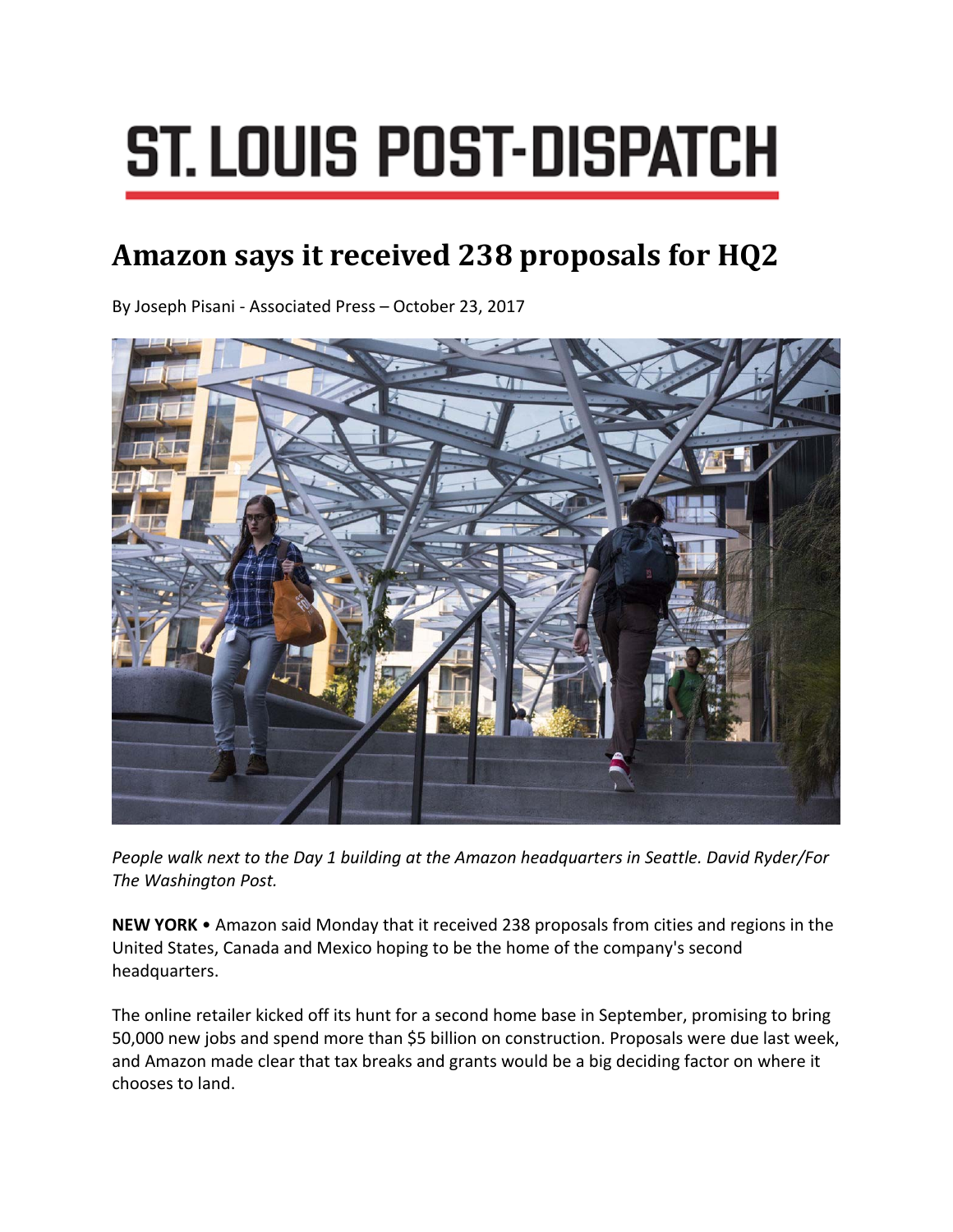# ST. LOUIS POST-DISPATCH

## Amazon says it received 238 proposals for HQ2

By Joseph Pisani - Associated Press – October 23, 2017

*People walk next to the Day 1 building at the Amazon headquarters in Seattle. David Ryder/For The Washington Post.*

**NEW YORK** • Amazon said Monday that it received 238 proposals from cities and regions in the United States, Canada and Mexico hoping to be the home of the company's second headquarters.

The online retailer kicked off its hunt for a second home base in September, promising to bring 50,000 new jobs and spend more than $5 billion on construction. Proposals were due last week, and Amazon made clear that tax breaks and grants would be a big deciding factor on where it chooses to land.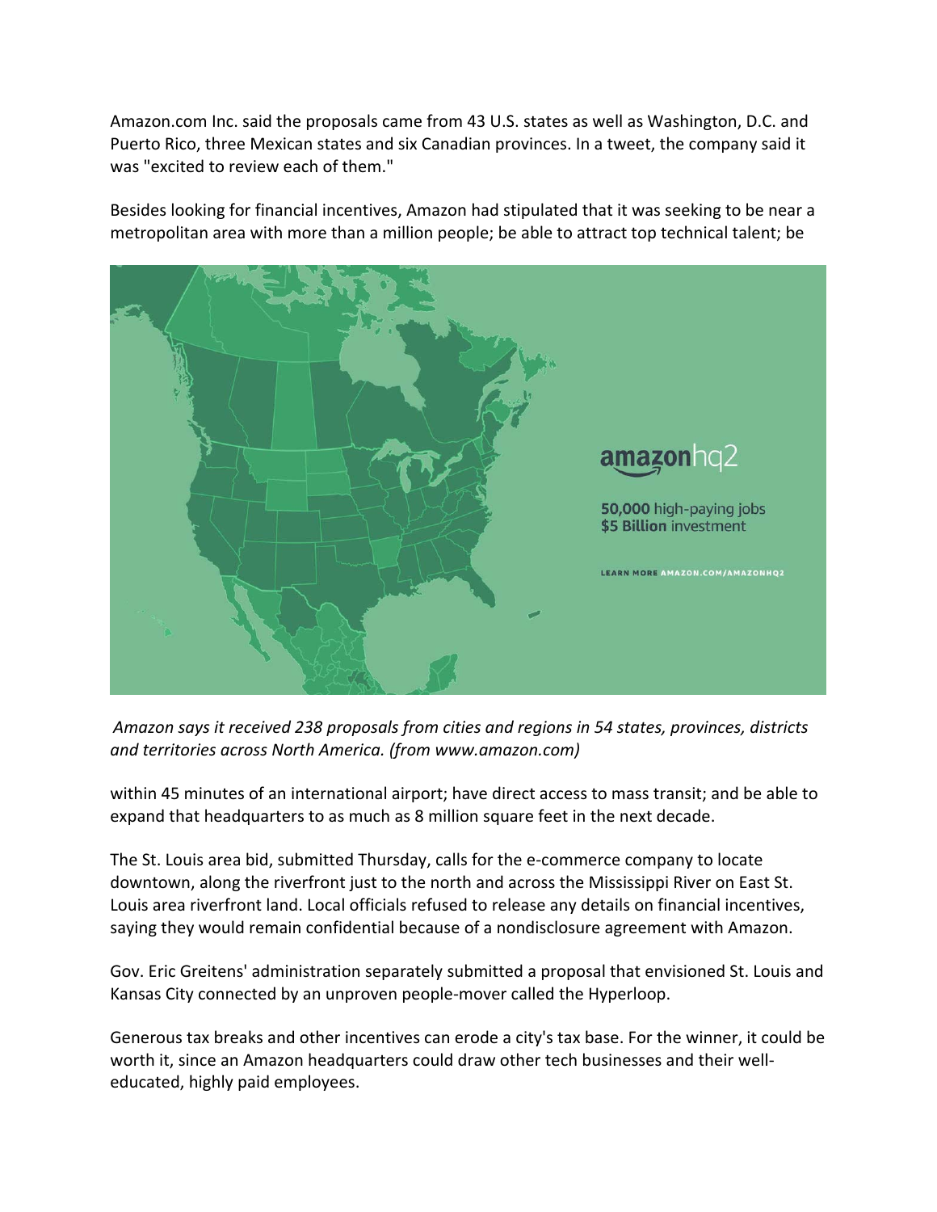Amazon.com Inc. said the proposals came from 43 U.S. states as well as Washington, D.C. and Puerto Rico, three Mexican states and six Canadian provinces. In a tweet, the company said it was "excited to review each of them."

Besides looking for financial incentives, Amazon had stipulated that it was seeking to be near a metropolitan area with more than a million people; be able to attract top technical talent; be within 45 minutes of an international airport; have direct access to mass transit; and be able to expand that headquarters to as much as 8 million square feet in the next decade.

*Amazon says it received 238 proposals from cities and regions in 54 states, provinces, districts and territories across North America. (from www.amazon.com)*

The St. Louis area bid, submitted Thursday, calls for the e-commerce company to locate downtown, along the riverfront just to the north and across the Mississippi River on East St. Louis area riverfront land. Local officials refused to release any details on financial incentives, saying they would remain confidential because of a nondisclosure agreement with Amazon.

Gov. Eric Greitens' administration separately submitted a proposal that envisioned St. Louis and Kansas City connected by an unproven people-mover called the Hyperloop.

Generous tax breaks and other incentives can erode a city's tax base. For the winner, it could be worth it, since an Amazon headquarters could draw other tech businesses and their well-educated, highly paid employees.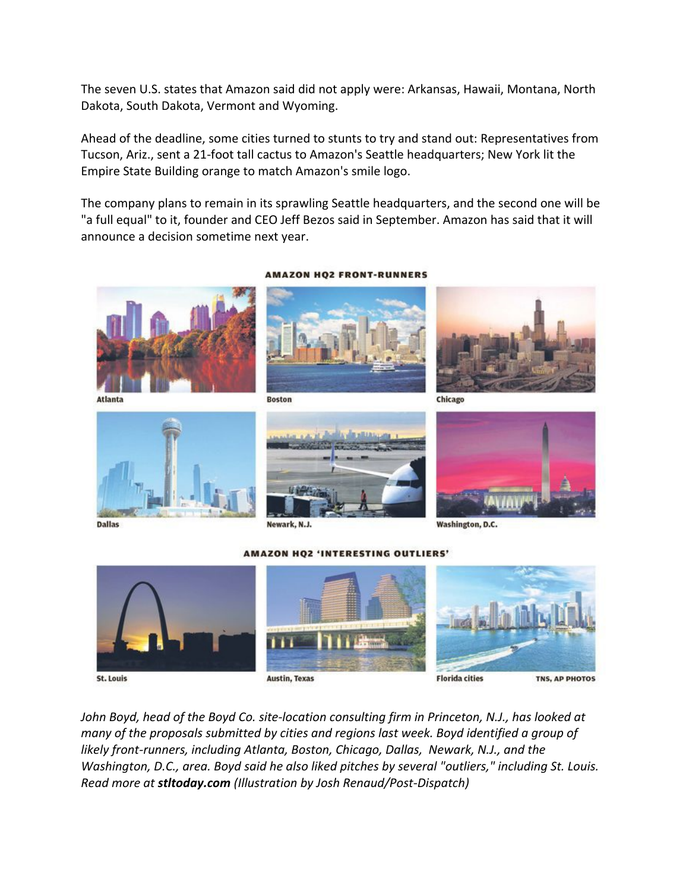The seven U.S. states that Amazon said did not apply were: Arkansas, Hawaii, Montana, North Dakota, South Dakota, Vermont and Wyoming.

Ahead of the deadline, some cities turned to stunts to try and stand out: Representatives from Tucson, Ariz., sent a 21-foot tall cactus to Amazon's Seattle headquarters; New York lit the Empire State Building orange to match Amazon's smile logo.

The company plans to remain in its sprawling Seattle headquarters, and the second one will be "a full equal" to it, founder and CEO Jeff Bezos said in September. Amazon has said that it will announce a decision sometime next year.

**AMAZON HQ2 FRONT-RUNNERS**

Atlanta

Boston

Chicago

Dallas

Newark, N.J.

Washington, D.C.

**AMAZON HQ2 'INTERESTING OUTLIERS'**

St. Louis

Austin, Texas

Florida cities

TNS, AP PHOTOS

*John Boyd, head of the Boyd Co. site-location consulting firm in Princeton, N.J., has looked at many of the proposals submitted by cities and regions last week. Boyd identified a group of likely front-runners, including Atlanta, Boston, Chicago, Dallas, Newark, N.J., and the Washington, D.C., area. Boyd said he also liked pitches by several "outliers," including St. Louis. Read more at **stltoday.com** (Illustration by Josh Renaud/Post-Dispatch)*